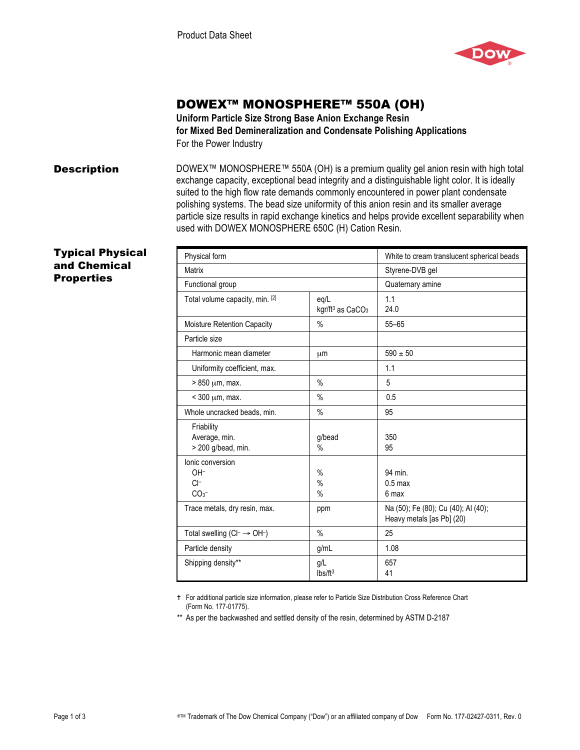Product Data Sheet

# DOWEX™ MONOSPHERE™ 550A (OH)

**Uniform Particle Size Strong Base Anion Exchange Resin**
**for Mixed Bed Demineralization and Condensate Polishing Applications**
For the Power Industry

## Description

DOWEX™ MONOSPHERE™ 550A (OH) is a premium quality gel anion resin with high total exchange capacity, exceptional bead integrity and a distinguishable light color. It is ideally suited to the high flow rate demands commonly encountered in power plant condensate polishing systems. The bead size uniformity of this anion resin and its smaller average particle size results in rapid exchange kinetics and helps provide excellent separability when used with DOWEX MONOSPHERE 650C (H) Cation Resin.

## Typical Physical and Chemical Properties

| Property | Unit | Value |
|---|---|---|
| Physical form | | White to cream translucent spherical beads |
| Matrix | | Styrene-DVB gel |
| Functional group | | Quaternary amine |
| Total volume capacity, min. [2] | eq/L<br>kgr/ft³ as $CaCO_3$ | 1.1<br>24.0 |
| Moisture Retention Capacity | % | 55–65 |
| Particle size | | |
| Harmonic mean diameter | µm | 590 ± 50 |
| Uniformity coefficient, max. | | 1.1 |
| > 850 µm, max. | % | 5 |
| < 300 µm, max. | % | 0.5 |
| Whole uncracked beads, min. | % | 95 |
| Friability<br>Average, min.<br>> 200 g/bead, min. | <br>g/bead<br>% | <br>350<br>95 |
| Ionic conversion<br>$OH^-$<br>$Cl^-$<br>$CO_3^-$ | <br>%<br>%<br>% | <br>94 min.<br>0.5 max<br>6 max |
| Trace metals, dry resin, max. | ppm | Na (50); Fe (80); Cu (40); Al (40); Heavy metals [as Pb] (20) |
| Total swelling ($Cl^- \rightarrow OH^-$) | % | 25 |
| Particle density | g/mL | 1.08 |
| Shipping density** | g/L<br>lbs/ft³ | 657<br>41 |

† For additional particle size information, please refer to Particle Size Distribution Cross Reference Chart (Form No. 177-01775).

** As per the backwashed and settled density of the resin, determined by ASTM D-2187

®™ Trademark of The Dow Chemical Company ("Dow") or an affiliated company of Dow Form No. 177-02427-0311, Rev. 0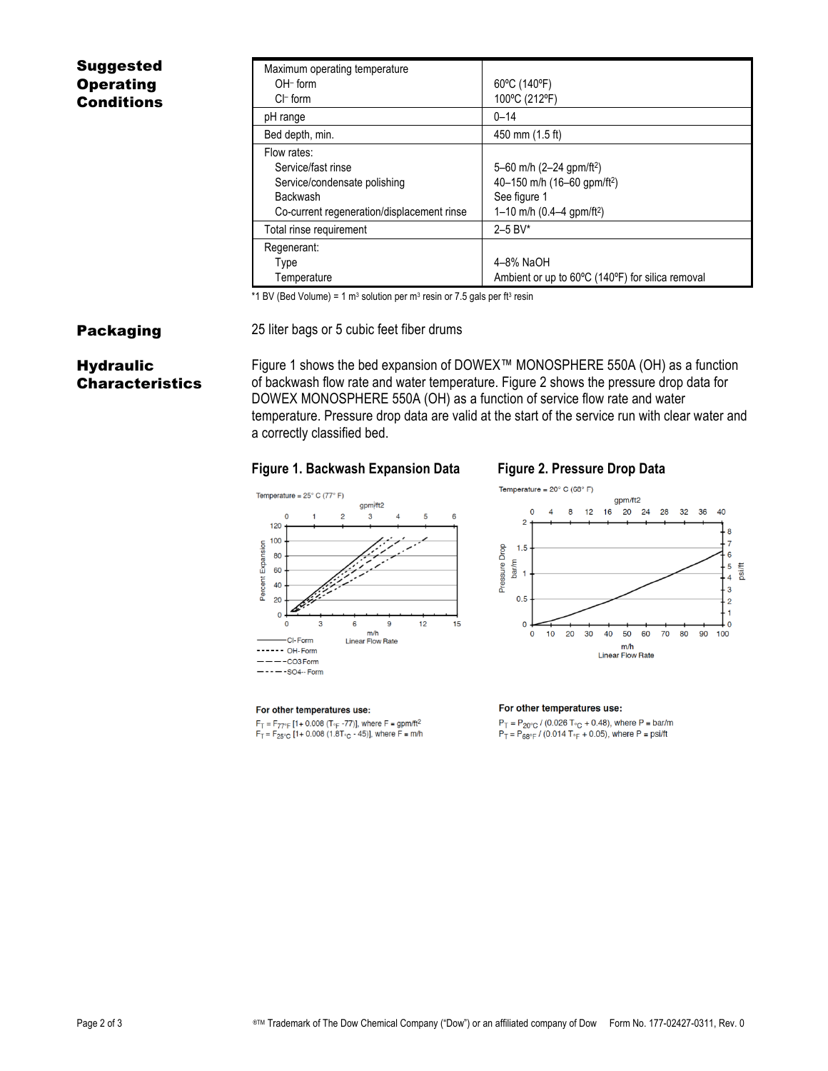## Suggested Operating Conditions

| | |
|---|---|
| Maximum operating temperature<br>$OH^-$ form<br>$Cl^-$ form | <br>60ºC (140ºF)<br>100ºC (212ºF) |
| pH range | 0–14 |
| Bed depth, min. | 450 mm (1.5 ft) |
| Flow rates:<br>Service/fast rinse<br>Service/condensate polishing<br>Backwash<br>Co-current regeneration/displacement rinse | <br>5–60 m/h (2–24 gpm/ft$^2$)<br>40–150 m/h (16–60 gpm/ft$^2$)<br>See figure 1<br>1–10 m/h (0.4–4 gpm/ft$^2$) |
| Total rinse requirement | 2–5 BV* |
| Regenerant:<br>Type<br>Temperature | <br>4–8% NaOH<br>Ambient or up to 60ºC (140ºF) for silica removal |

*1 BV (Bed Volume) = 1 m$^3$ solution per m$^3$ resin or 7.5 gals per ft$^3$ resin

## Packaging

25 liter bags or 5 cubic feet fiber drums

## Hydraulic Characteristics

Figure 1 shows the bed expansion of DOWEX™ MONOSPHERE 550A (OH) as a function of backwash flow rate and water temperature. Figure 2 shows the pressure drop data for DOWEX MONOSPHERE 550A (OH) as a function of service flow rate and water temperature. Pressure drop data are valid at the start of the service run with clear water and a correctly classified bed.

**Figure 1. Backwash Expansion Data**

Temperature = 25° C (77° F)

For other temperatures use:

$F_T = F_{77°F} [1 + 0.008 (T_{°F} - 77)]$, where F = gpm/ft$^2$

$F_T = F_{25°C} [1 + 0.008 (1.8T_{°C} - 45)]$, where F = m/h

**Figure 2. Pressure Drop Data**

Temperature = 20° C (68° F)

For other temperatures use:

$P_T = P_{20°C} / (0.026\ T_{°C} + 0.48)$, where P = bar/m

$P_T = P_{68°F} / (0.014\ T_{°F} + 0.05)$, where P = psi/ft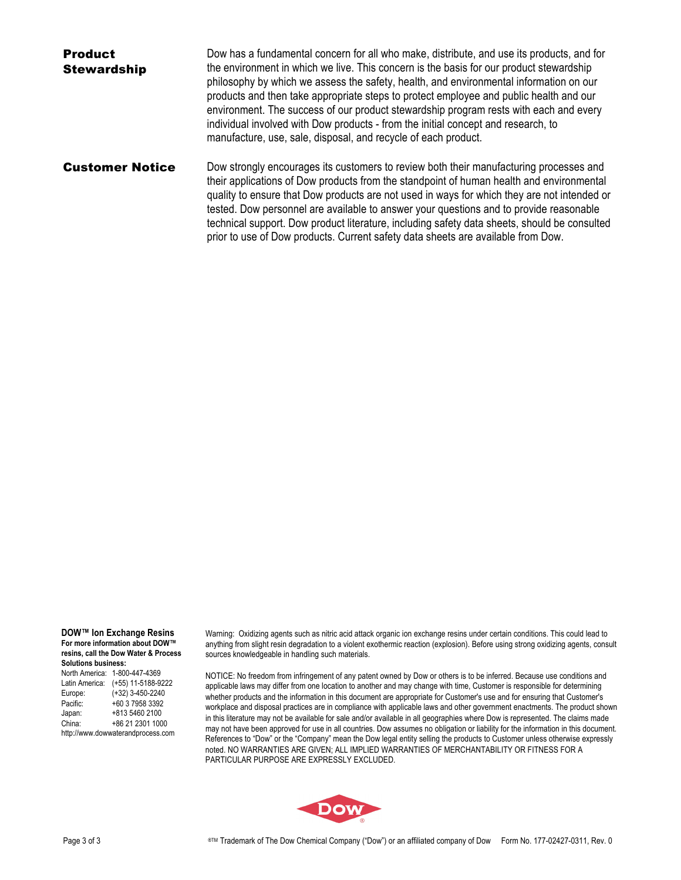## Product Stewardship

Dow has a fundamental concern for all who make, distribute, and use its products, and for the environment in which we live. This concern is the basis for our product stewardship philosophy by which we assess the safety, health, and environmental information on our products and then take appropriate steps to protect employee and public health and our environment. The success of our product stewardship program rests with each and every individual involved with Dow products - from the initial concept and research, to manufacture, use, sale, disposal, and recycle of each product.

## Customer Notice

Dow strongly encourages its customers to review both their manufacturing processes and their applications of Dow products from the standpoint of human health and environmental quality to ensure that Dow products are not used in ways for which they are not intended or tested. Dow personnel are available to answer your questions and to provide reasonable technical support. Dow product literature, including safety data sheets, should be consulted prior to use of Dow products. Current safety data sheets are available from Dow.

**DOW™ Ion Exchange Resins**
**For more information about DOW™ resins, call the Dow Water & Process Solutions business:**

North America: 1-800-447-4369
Latin America: (+55) 11-5188-9222
Europe: (+32) 3-450-2240
Pacific: +60 3 7958 3392
Japan: +813 5460 2100
China: +86 21 2301 1000
http://www.dowwaterandprocess.com

Warning: Oxidizing agents such as nitric acid attack organic ion exchange resins under certain conditions. This could lead to anything from slight resin degradation to a violent exothermic reaction (explosion). Before using strong oxidizing agents, consult sources knowledgeable in handling such materials.

NOTICE: No freedom from infringement of any patent owned by Dow or others is to be inferred. Because use conditions and applicable laws may differ from one location to another and may change with time, Customer is responsible for determining whether products and the information in this document are appropriate for Customer's use and for ensuring that Customer's workplace and disposal practices are in compliance with applicable laws and other government enactments. The product shown in this literature may not be available for sale and/or available in all geographies where Dow is represented. The claims made may not have been approved for use in all countries. Dow assumes no obligation or liability for the information in this document. References to "Dow" or the "Company" mean the Dow legal entity selling the products to Customer unless otherwise expressly noted. NO WARRANTIES ARE GIVEN; ALL IMPLIED WARRANTIES OF MERCHANTABILITY OR FITNESS FOR A PARTICULAR PURPOSE ARE EXPRESSLY EXCLUDED.

®™ Trademark of The Dow Chemical Company ("Dow") or an affiliated company of Dow  Form No. 177-02427-0311, Rev. 0